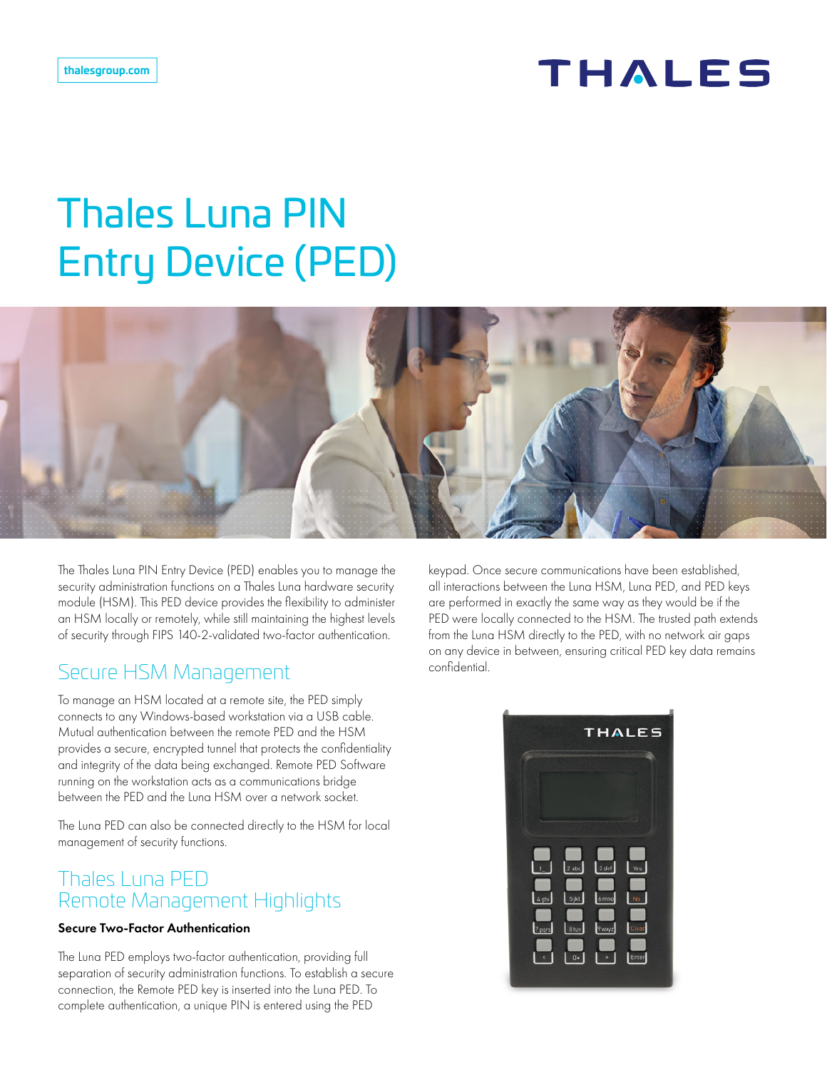thalesgroup.com

# Thales Luna PIN Entry Device (PED)

The Thales Luna PIN Entry Device (PED) enables you to manage the security administration functions on a Thales Luna hardware security module (HSM). This PED device provides the flexibility to administer an HSM locally or remotely, while still maintaining the highest levels of security through FIPS 140-2-validated two-factor authentication.

## Secure HSM Management

To manage an HSM located at a remote site, the PED simply connects to any Windows-based workstation via a USB cable. Mutual authentication between the remote PED and the HSM provides a secure, encrypted tunnel that protects the confidentiality and integrity of the data being exchanged. Remote PED Software running on the workstation acts as a communications bridge between the PED and the Luna HSM over a network socket.

The Luna PED can also be connected directly to the HSM for local management of security functions.

## Thales Luna PED Remote Management Highlights

**Secure Two-Factor Authentication**

The Luna PED employs two-factor authentication, providing full separation of security administration functions. To establish a secure connection, the Remote PED key is inserted into the Luna PED. To complete authentication, a unique PIN is entered using the PED keypad. Once secure communications have been established, all interactions between the Luna HSM, Luna PED, and PED keys are performed in exactly the same way as they would be if the PED were locally connected to the HSM. The trusted path extends from the Luna HSM directly to the PED, with no network air gaps on any device in between, ensuring critical PED key data remains confidential.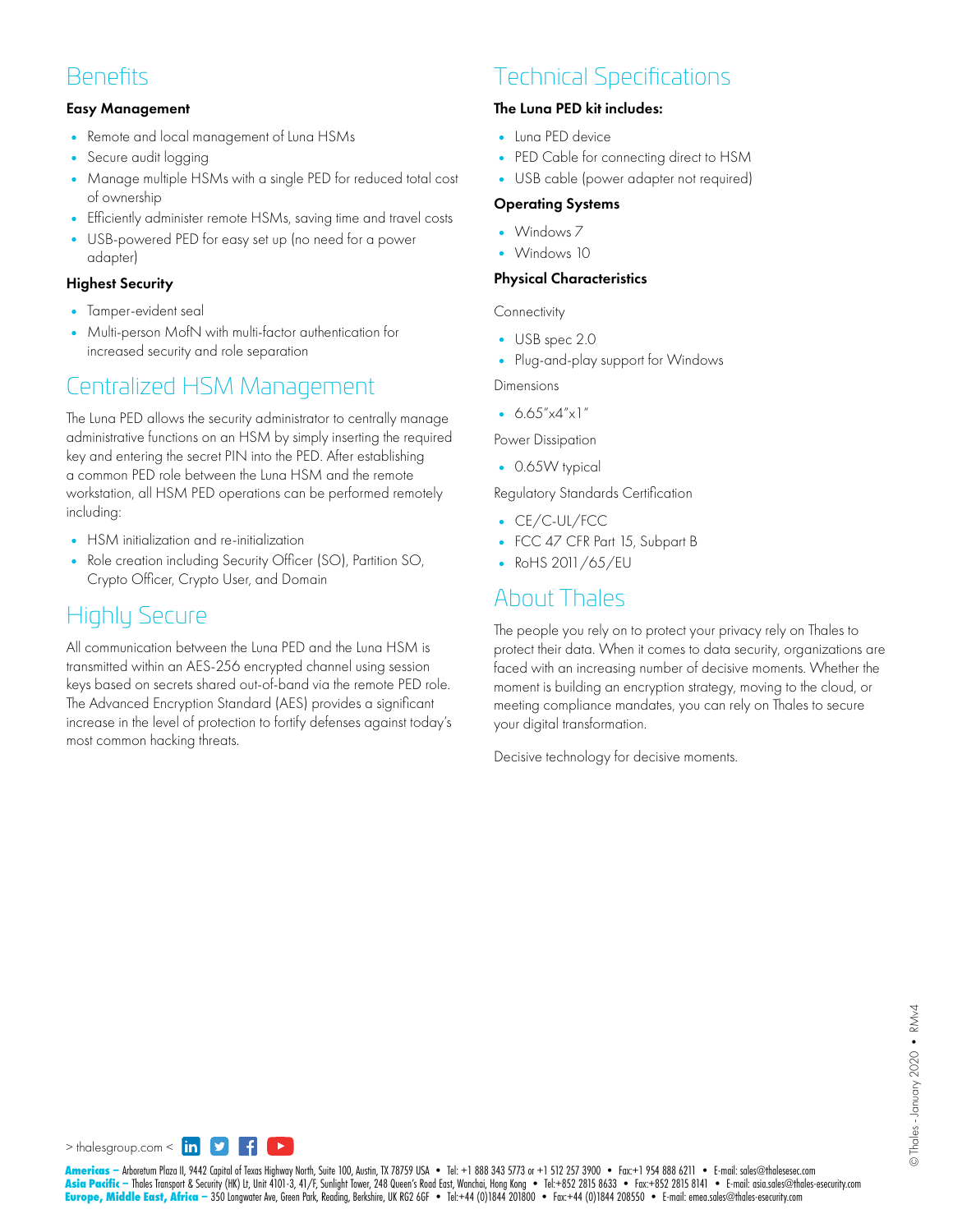## Benefits

### Easy Management

- Remote and local management of Luna HSMs
- Secure audit logging
- Manage multiple HSMs with a single PED for reduced total cost of ownership
- Efficiently administer remote HSMs, saving time and travel costs
- USB-powered PED for easy set up (no need for a power adapter)

### Highest Security

- Tamper-evident seal
- Multi-person MofN with multi-factor authentication for increased security and role separation

## Centralized HSM Management

The Luna PED allows the security administrator to centrally manage administrative functions on an HSM by simply inserting the required key and entering the secret PIN into the PED. After establishing a common PED role between the Luna HSM and the remote workstation, all HSM PED operations can be performed remotely including:

- HSM initialization and re-initialization
- Role creation including Security Officer (SO), Partition SO, Crypto Officer, Crypto User, and Domain

## Highly Secure

All communication between the Luna PED and the Luna HSM is transmitted within an AES-256 encrypted channel using session keys based on secrets shared out-of-band via the remote PED role. The Advanced Encryption Standard (AES) provides a significant increase in the level of protection to fortify defenses against today's most common hacking threats.

## Technical Specifications

### The Luna PED kit includes:

- Luna PED device
- PED Cable for connecting direct to HSM
- USB cable (power adapter not required)

### Operating Systems

- Windows 7
- Windows 10

### Physical Characteristics

Connectivity

- USB spec 2.0
- Plug-and-play support for Windows

Dimensions

- 6.65"x4"x1"

Power Dissipation

- 0.65W typical

Regulatory Standards Certification

- CE/C-UL/FCC
- FCC 47 CFR Part 15, Subpart B
- RoHS 2011/65/EU

## About Thales

The people you rely on to protect your privacy rely on Thales to protect their data. When it comes to data security, organizations are faced with an increasing number of decisive moments. Whether the moment is building an encryption strategy, moving to the cloud, or meeting compliance mandates, you can rely on Thales to secure your digital transformation.

Decisive technology for decisive moments.

> thalesgroup.com <

**Americas –** Arboretum Plaza II, 9442 Capital of Texas Highway North, Suite 100, Austin, TX 78759 USA • Tel: +1 888 343 5773 or +1 512 257 3900 • Fax:+1 954 888 6211 • E-mail: sales@thalesesec.com
**Asia Pacific –** Thales Transport & Security (HK) Lt, Unit 4101-3, 41/F, Sunlight Tower, 248 Queen's Road East, Wanchai, Hong Kong • Tel:+852 2815 8633 • Fax:+852 2815 8141 • E-mail: asia.sales@thales-esecurity.com
**Europe, Middle East, Africa –** 350 Longwater Ave, Green Park, Reading, Berkshire, UK RG2 6GF • Tel:+44 (0)1844 201800 • Fax:+44 (0)1844 208550 • E-mail: emea.sales@thales-esecurity.com

© Thales - January 2020 • RMv4